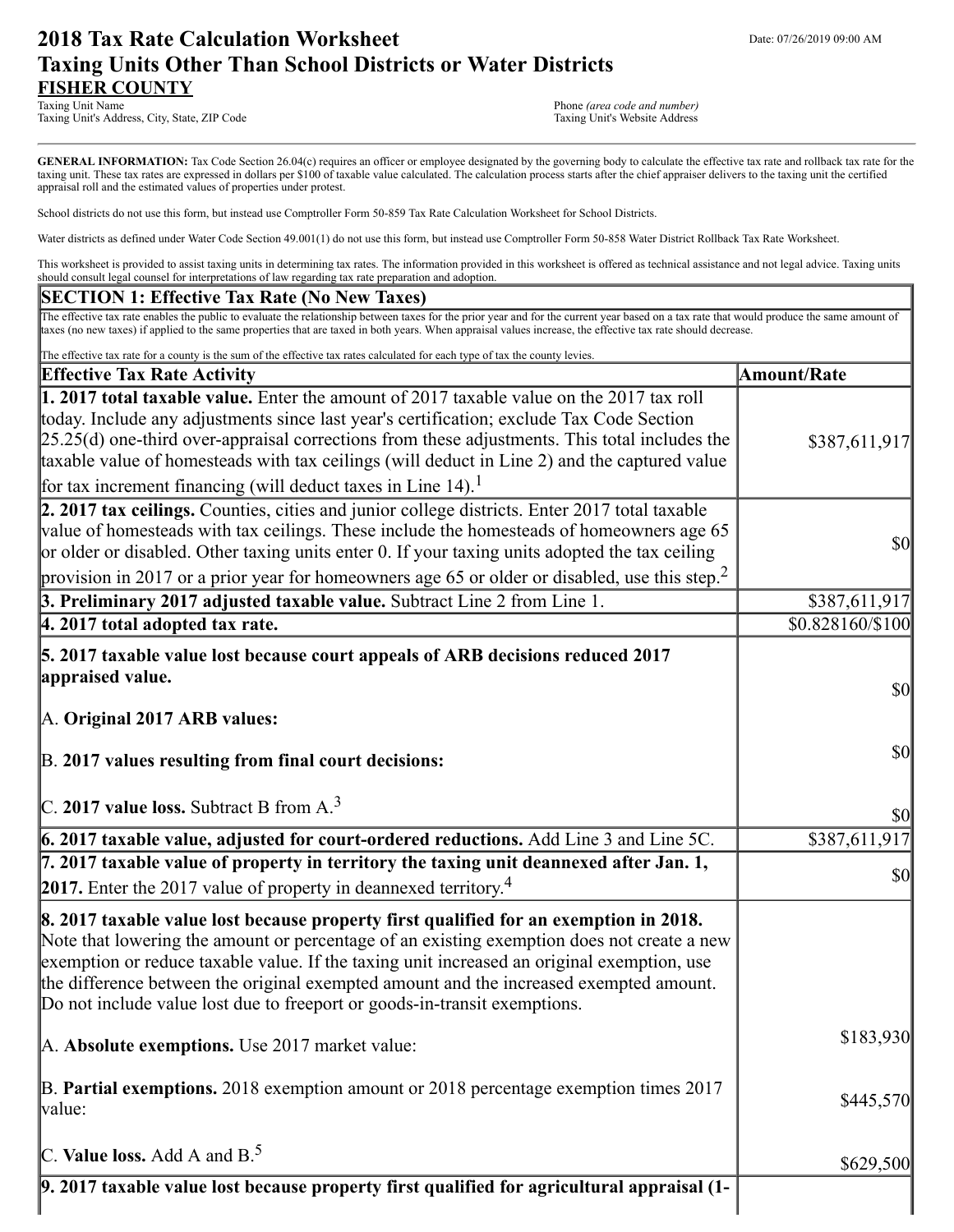# 2018 Tax Rate Calculation Worksheet
# Taxing Units Other Than School Districts or Water Districts

Date: 07/26/2019 09:00 AM

**FISHER COUNTY**
Taxing Unit Name
Taxing Unit's Address, City, State, ZIP Code

Phone *(area code and number)*
Taxing Unit's Website Address

**GENERAL INFORMATION:** Tax Code Section 26.04(c) requires an officer or employee designated by the governing body to calculate the effective tax rate and rollback tax rate for the taxing unit. These tax rates are expressed in dollars per $100 of taxable value calculated. The calculation process starts after the chief appraiser delivers to the taxing unit the certified appraisal roll and the estimated values of properties under protest.

School districts do not use this form, but instead use Comptroller Form 50-859 Tax Rate Calculation Worksheet for School Districts.

Water districts as defined under Water Code Section 49.001(1) do not use this form, but instead use Comptroller Form 50-858 Water District Rollback Tax Rate Worksheet.

This worksheet is provided to assist taxing units in determining tax rates. The information provided in this worksheet is offered as technical assistance and not legal advice. Taxing units should consult legal counsel for interpretations of law regarding tax rate preparation and adoption.

## SECTION 1: Effective Tax Rate (No New Taxes)

The effective tax rate enables the public to evaluate the relationship between taxes for the prior year and for the current year based on a tax rate that would produce the same amount of taxes (no new taxes) if applied to the same properties that are taxed in both years. When appraisal values increase, the effective tax rate should decrease.

The effective tax rate for a county is the sum of the effective tax rates calculated for each type of tax the county levies.

| Effective Tax Rate Activity | Amount/Rate |
|---|---|
| **1. 2017 total taxable value.** Enter the amount of 2017 taxable value on the 2017 tax roll today. Include any adjustments since last year's certification; exclude Tax Code Section 25.25(d) one-third over-appraisal corrections from these adjustments. This total includes the taxable value of homesteads with tax ceilings (will deduct in Line 2) and the captured value for tax increment financing (will deduct taxes in Line 14).[1] | $387,611,917 |
| **2. 2017 tax ceilings.** Counties, cities and junior college districts. Enter 2017 total taxable value of homesteads with tax ceilings. These include the homesteads of homeowners age 65 or older or disabled. Other taxing units enter 0. If your taxing units adopted the tax ceiling provision in 2017 or a prior year for homeowners age 65 or older or disabled, use this step.[2] | $0 |
| **3. Preliminary 2017 adjusted taxable value.** Subtract Line 2 from Line 1. | $387,611,917 |
| **4. 2017 total adopted tax rate.** | $0.828160/$100 |
| **5. 2017 taxable value lost because court appeals of ARB decisions reduced 2017 appraised value.** | |
| A. **Original 2017 ARB values:** | $0 |
| B. **2017 values resulting from final court decisions:** | $0 |
| C. **2017 value loss.** Subtract B from A.[3] | $0 |
| **6. 2017 taxable value, adjusted for court-ordered reductions.** Add Line 3 and Line 5C. | $387,611,917 |
| **7. 2017 taxable value of property in territory the taxing unit deannexed after Jan. 1, 2017.** Enter the 2017 value of property in deannexed territory.[4] | $0 |
| **8. 2017 taxable value lost because property first qualified for an exemption in 2018.** Note that lowering the amount or percentage of an existing exemption does not create a new exemption or reduce taxable value. If the taxing unit increased an original exemption, use the difference between the original exempted amount and the increased exempted amount. Do not include value lost due to freeport or goods-in-transit exemptions. | |
| A. **Absolute exemptions.** Use 2017 market value: | $183,930 |
| B. **Partial exemptions.** 2018 exemption amount or 2018 percentage exemption times 2017 value: | $445,570 |
| C. **Value loss.** Add A and B.[5] | $629,500 |
| **9. 2017 taxable value lost because property first qualified for agricultural appraisal (1-** | |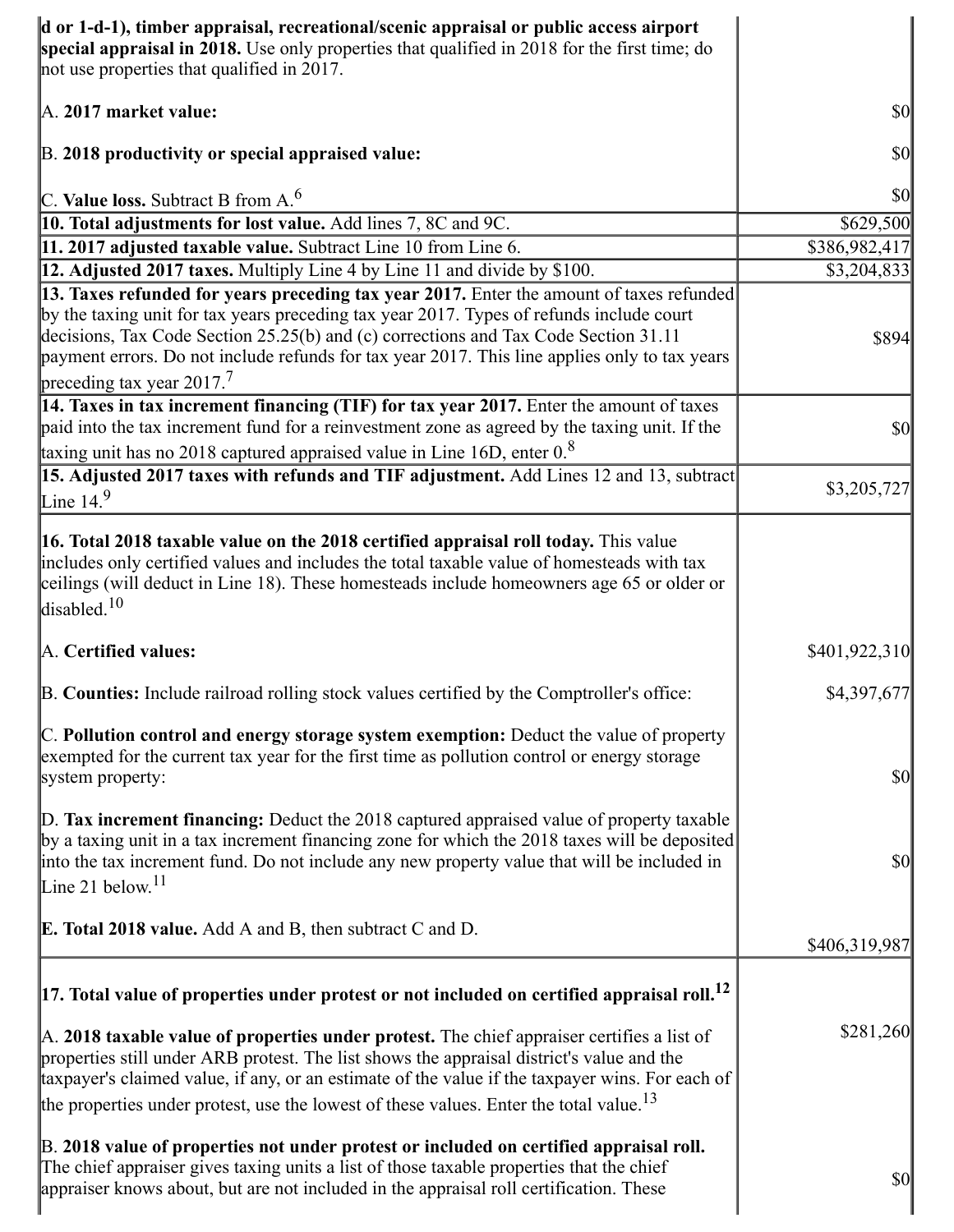| | |
|---|---|
| **d or 1-d-1), timber appraisal, recreational/scenic appraisal or public access airport special appraisal in 2018.** Use only properties that qualified in 2018 for the first time; do not use properties that qualified in 2017.<br><br>A. **2017 market value:**<br><br>B. **2018 productivity or special appraised value:**<br><br>C. **Value loss.** Subtract B from A.[6] | <br><br>$0<br><br>$0<br><br>$0 |
| **10. Total adjustments for lost value.** Add lines 7, 8C and 9C. | $629,500 |
| **11. 2017 adjusted taxable value.** Subtract Line 10 from Line 6. | $386,982,417 |
| **12. Adjusted 2017 taxes.** Multiply Line 4 by Line 11 and divide by $100. | $3,204,833 |
| **13. Taxes refunded for years preceding tax year 2017.** Enter the amount of taxes refunded by the taxing unit for tax years preceding tax year 2017. Types of refunds include court decisions, Tax Code Section 25.25(b) and (c) corrections and Tax Code Section 31.11 payment errors. Do not include refunds for tax year 2017. This line applies only to tax years preceding tax year 2017.[7] | $894 |
| **14. Taxes in tax increment financing (TIF) for tax year 2017.** Enter the amount of taxes paid into the tax increment fund for a reinvestment zone as agreed by the taxing unit. If the taxing unit has no 2018 captured appraised value in Line 16D, enter 0.[8] | $0 |
| **15. Adjusted 2017 taxes with refunds and TIF adjustment.** Add Lines 12 and 13, subtract Line 14.[9] | $3,205,727 |
| **16. Total 2018 taxable value on the 2018 certified appraisal roll today.** This value includes only certified values and includes the total taxable value of homesteads with tax ceilings (will deduct in Line 18). These homesteads include homeowners age 65 or older or disabled.[10]<br><br>A. **Certified values:**<br><br>B. **Counties:** Include railroad rolling stock values certified by the Comptroller's office:<br><br>C. **Pollution control and energy storage system exemption:** Deduct the value of property exempted for the current tax year for the first time as pollution control or energy storage system property:<br><br>D. **Tax increment financing:** Deduct the 2018 captured appraised value of property taxable by a taxing unit in a tax increment financing zone for which the 2018 taxes will be deposited into the tax increment fund. Do not include any new property value that will be included in Line 21 below.[11]<br><br>E. **Total 2018 value.** Add A and B, then subtract C and D. | <br><br>$401,922,310<br><br>$4,397,677<br><br>$0<br><br>$0<br><br>$406,319,987 |
| **17. Total value of properties under protest or not included on certified appraisal roll.**[12]<br><br>A. **2018 taxable value of properties under protest.** The chief appraiser certifies a list of properties still under ARB protest. The list shows the appraisal district's value and the taxpayer's claimed value, if any, or an estimate of the value if the taxpayer wins. For each of the properties under protest, use the lowest of these values. Enter the total value.[13]<br><br>B. **2018 value of properties not under protest or included on certified appraisal roll.** The chief appraiser gives taxing units a list of those taxable properties that the chief appraiser knows about, but are not included in the appraisal roll certification. These | <br><br>$281,260<br><br>$0 |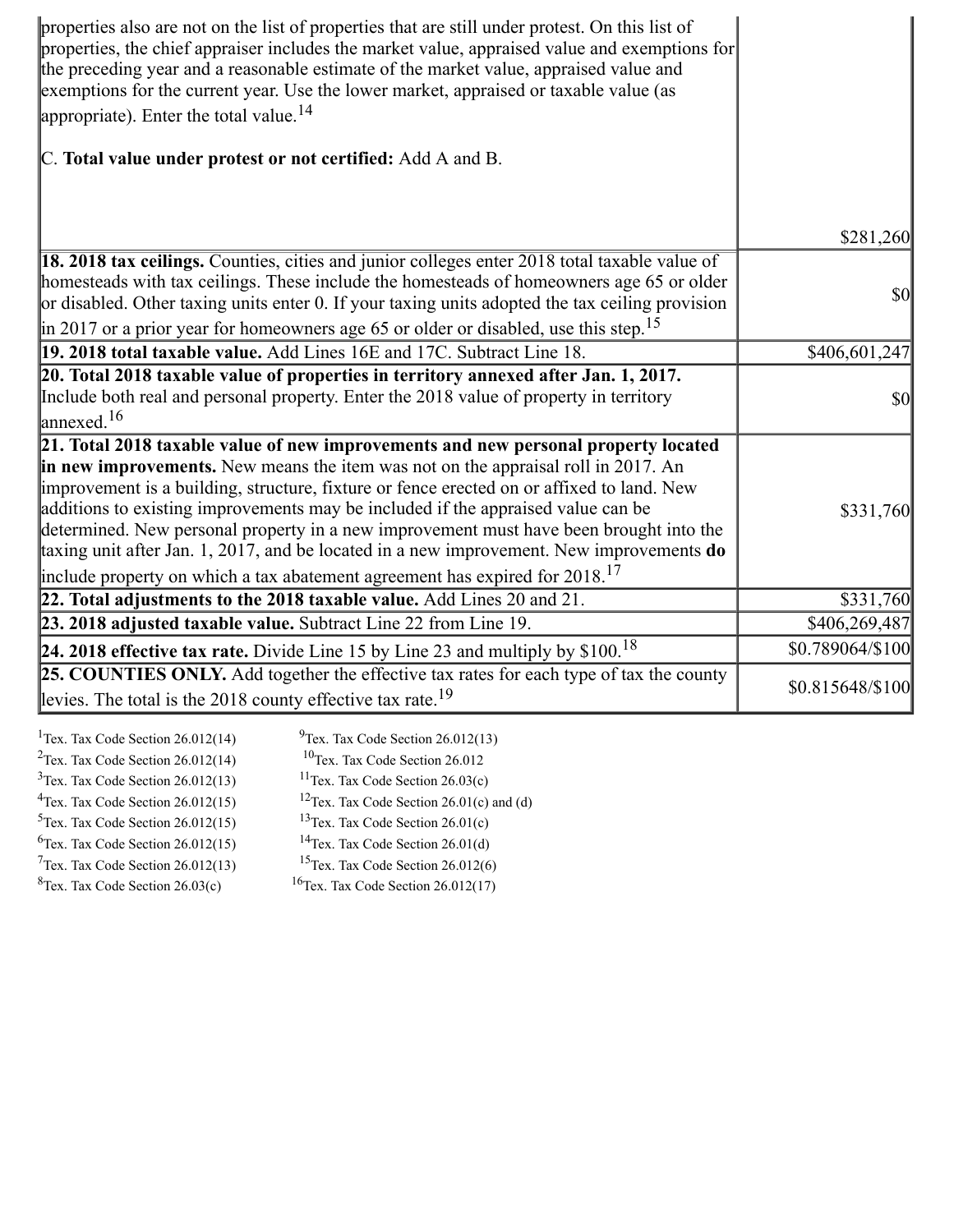| | |
|---|---|
| properties also are not on the list of properties that are still under protest. On this list of properties, the chief appraiser includes the market value, appraised value and exemptions for the preceding year and a reasonable estimate of the market value, appraised value and exemptions for the current year. Use the lower market, appraised or taxable value (as appropriate). Enter the total value.[14]<br><br>C. **Total value under protest or not certified:** Add A and B. | $281,260 |
| **18. 2018 tax ceilings.** Counties, cities and junior colleges enter 2018 total taxable value of homesteads with tax ceilings. These include the homesteads of homeowners age 65 or older or disabled. Other taxing units enter 0. If your taxing units adopted the tax ceiling provision in 2017 or a prior year for homeowners age 65 or older or disabled, use this step.[15] | $0 |
| **19. 2018 total taxable value.** Add Lines 16E and 17C. Subtract Line 18. | $406,601,247 |
| **20. Total 2018 taxable value of properties in territory annexed after Jan. 1, 2017.** Include both real and personal property. Enter the 2018 value of property in territory annexed.[16] | $0 |
| **21. Total 2018 taxable value of new improvements and new personal property located in new improvements.** New means the item was not on the appraisal roll in 2017. An improvement is a building, structure, fixture or fence erected on or affixed to land. New additions to existing improvements may be included if the appraised value can be determined. New personal property in a new improvement must have been brought into the taxing unit after Jan. 1, 2017, and be located in a new improvement. New improvements **do** include property on which a tax abatement agreement has expired for 2018.[17] | $331,760 |
| **22. Total adjustments to the 2018 taxable value.** Add Lines 20 and 21. | $331,760 |
| **23. 2018 adjusted taxable value.** Subtract Line 22 from Line 19. | $406,269,487 |
| **24. 2018 effective tax rate.** Divide Line 15 by Line 23 and multiply by $100.[18] | $0.789064/$100 |
| **25. COUNTIES ONLY.** Add together the effective tax rates for each type of tax the county levies. The total is the 2018 county effective tax rate.[19] | $0.815648/$100 |

[1]Tex. Tax Code Section 26.012(14)
[2]Tex. Tax Code Section 26.012(14)
[3]Tex. Tax Code Section 26.012(13)
[4]Tex. Tax Code Section 26.012(15)
[5]Tex. Tax Code Section 26.012(15)
[6]Tex. Tax Code Section 26.012(15)
[7]Tex. Tax Code Section 26.012(13)
[8]Tex. Tax Code Section 26.03(c)
[9]Tex. Tax Code Section 26.012(13)
[10]Tex. Tax Code Section 26.012
[11]Tex. Tax Code Section 26.03(c)
[12]Tex. Tax Code Section 26.01(c) and (d)
[13]Tex. Tax Code Section 26.01(c)
[14]Tex. Tax Code Section 26.01(d)
[15]Tex. Tax Code Section 26.012(6)
[16]Tex. Tax Code Section 26.012(17)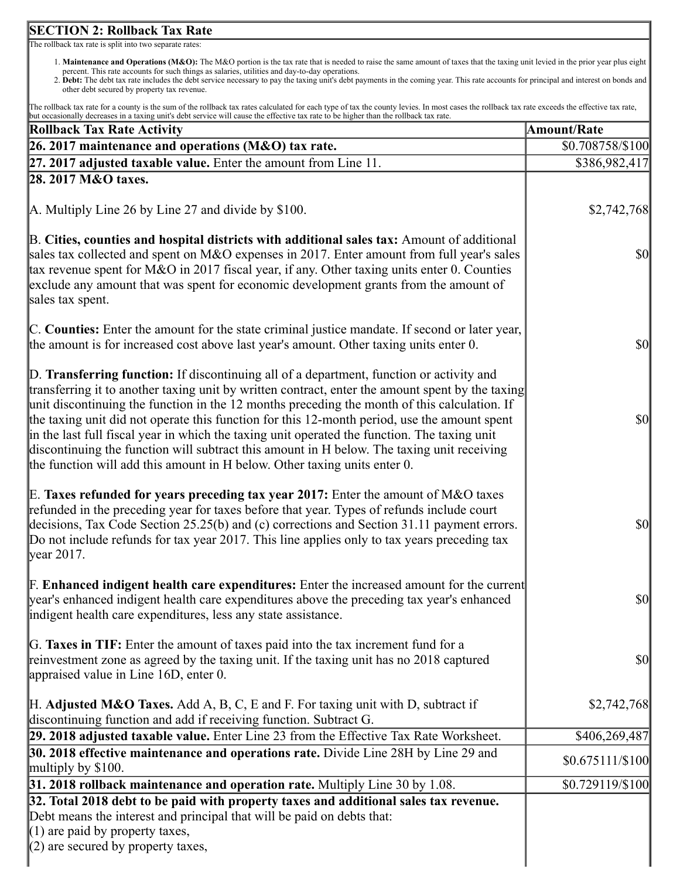## SECTION 2: Rollback Tax Rate

The rollback tax rate is split into two separate rates:

1. **Maintenance and Operations (M&O):** The M&O portion is the tax rate that is needed to raise the same amount of taxes that the taxing unit levied in the prior year plus eight percent. This rate accounts for such things as salaries, utilities and day-to-day operations.
2. **Debt:** The debt tax rate includes the debt service necessary to pay the taxing unit's debt payments in the coming year. This rate accounts for principal and interest on bonds and other debt secured by property tax revenue.

The rollback tax rate for a county is the sum of the rollback tax rates calculated for each type of tax the county levies. In most cases the rollback tax rate exceeds the effective tax rate, but occasionally decreases in a taxing unit's debt service will cause the effective tax rate to be higher than the rollback tax rate.

| Rollback Tax Rate Activity | Amount/Rate |
|---|---|
| **26. 2017 maintenance and operations (M&O) tax rate.** | $0.708758/$100 |
| **27. 2017 adjusted taxable value.** Enter the amount from Line 11. | $386,982,417 |
| **28. 2017 M&O taxes.** | |
| A. Multiply Line 26 by Line 27 and divide by $100. | $2,742,768 |
| B. **Cities, counties and hospital districts with additional sales tax:** Amount of additional sales tax collected and spent on M&O expenses in 2017. Enter amount from full year's sales tax revenue spent for M&O in 2017 fiscal year, if any. Other taxing units enter 0. Counties exclude any amount that was spent for economic development grants from the amount of sales tax spent. | $0 |
| C. **Counties:** Enter the amount for the state criminal justice mandate. If second or later year, the amount is for increased cost above last year's amount. Other taxing units enter 0. | $0 |
| D. **Transferring function:** If discontinuing all of a department, function or activity and transferring it to another taxing unit by written contract, enter the amount spent by the taxing unit discontinuing the function in the 12 months preceding the month of this calculation. If the taxing unit did not operate this function for this 12-month period, use the amount spent in the last full fiscal year in which the taxing unit operated the function. The taxing unit discontinuing the function will subtract this amount in H below. The taxing unit receiving the function will add this amount in H below. Other taxing units enter 0. | $0 |
| E. **Taxes refunded for years preceding tax year 2017:** Enter the amount of M&O taxes refunded in the preceding year for taxes before that year. Types of refunds include court decisions, Tax Code Section 25.25(b) and (c) corrections and Section 31.11 payment errors. Do not include refunds for tax year 2017. This line applies only to tax years preceding tax year 2017. | $0 |
| F. **Enhanced indigent health care expenditures:** Enter the increased amount for the current year's enhanced indigent health care expenditures above the preceding tax year's enhanced indigent health care expenditures, less any state assistance. | $0 |
| G. **Taxes in TIF:** Enter the amount of taxes paid into the tax increment fund for a reinvestment zone as agreed by the taxing unit. If the taxing unit has no 2018 captured appraised value in Line 16D, enter 0. | $0 |
| H. **Adjusted M&O Taxes.** Add A, B, C, E and F. For taxing unit with D, subtract if discontinuing function and add if receiving function. Subtract G. | $2,742,768 |
| **29. 2018 adjusted taxable value.** Enter Line 23 from the Effective Tax Rate Worksheet. | $406,269,487 |
| **30. 2018 effective maintenance and operations rate.** Divide Line 28H by Line 29 and multiply by $100. | $0.675111/$100 |
| **31. 2018 rollback maintenance and operation rate.** Multiply Line 30 by 1.08. | $0.729119/$100 |
| **32. Total 2018 debt to be paid with property taxes and additional sales tax revenue.** Debt means the interest and principal that will be paid on debts that:<br>(1) are paid by property taxes,<br>(2) are secured by property taxes, | |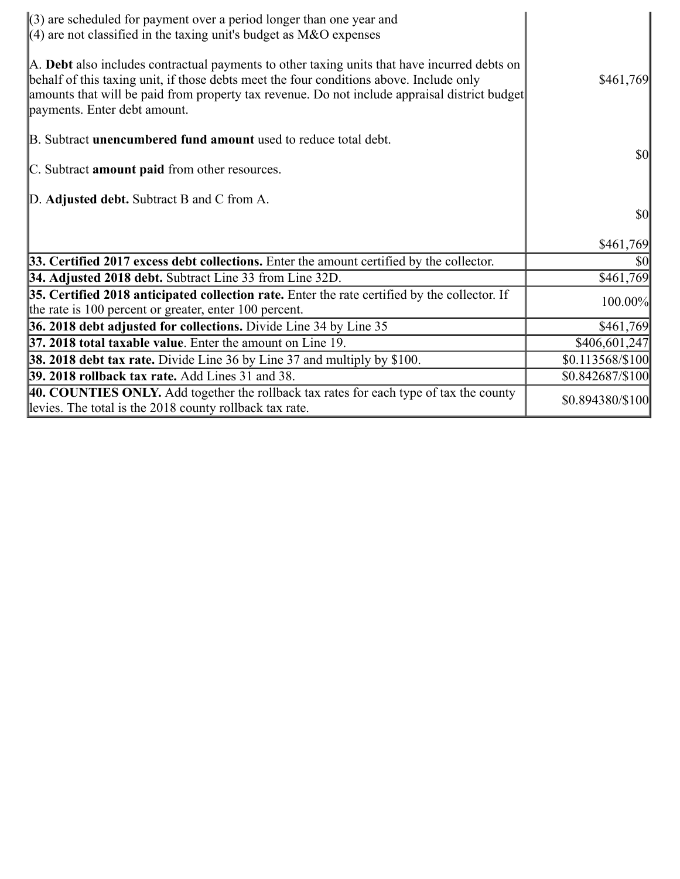| | |
|---|---|
| (3) are scheduled for payment over a period longer than one year and<br>(4) are not classified in the taxing unit's budget as M&O expenses<br><br>A. **Debt** also includes contractual payments to other taxing units that have incurred debts on behalf of this taxing unit, if those debts meet the four conditions above. Include only amounts that will be paid from property tax revenue. Do not include appraisal district budget payments. Enter debt amount.<br><br>B. Subtract **unencumbered fund amount** used to reduce total debt.<br><br>C. Subtract **amount paid** from other resources.<br><br>D. **Adjusted debt.** Subtract B and C from A. | $461,769<br><br>$0<br><br>$0<br><br>$461,769 |
| **33. Certified 2017 excess debt collections.** Enter the amount certified by the collector. | $0 |
| **34. Adjusted 2018 debt.** Subtract Line 33 from Line 32D. | $461,769 |
| **35. Certified 2018 anticipated collection rate.** Enter the rate certified by the collector. If the rate is 100 percent or greater, enter 100 percent. | 100.00% |
| **36. 2018 debt adjusted for collections.** Divide Line 34 by Line 35 | $461,769 |
| **37. 2018 total taxable value**. Enter the amount on Line 19. | $406,601,247 |
| **38. 2018 debt tax rate.** Divide Line 36 by Line 37 and multiply by $100. | $0.113568/$100 |
| **39. 2018 rollback tax rate.** Add Lines 31 and 38. | $0.842687/$100 |
| **40. COUNTIES ONLY.** Add together the rollback tax rates for each type of tax the county levies. The total is the 2018 county rollback tax rate. | $0.894380/$100 |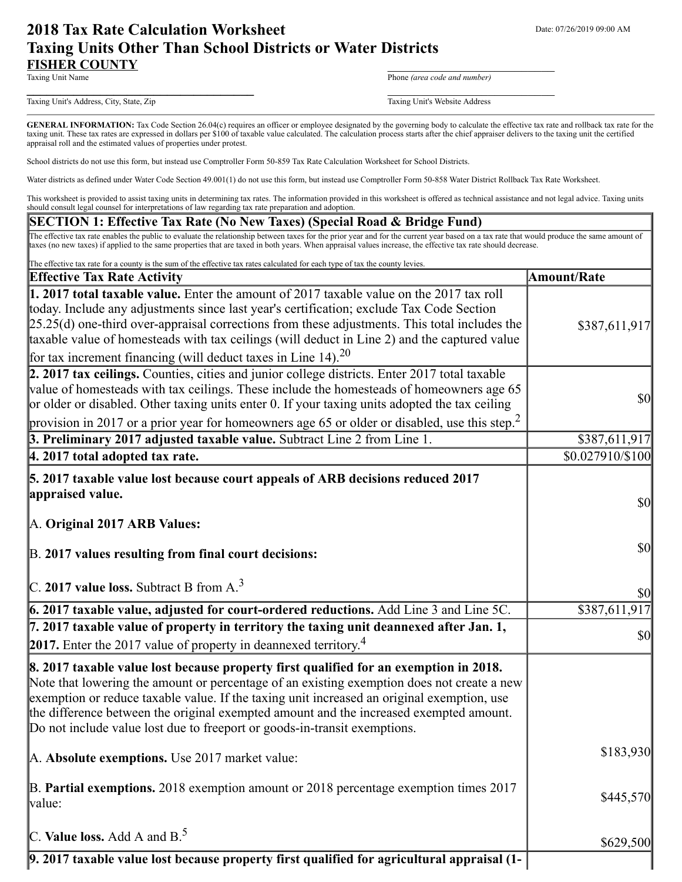# 2018 Tax Rate Calculation Worksheet
## Taxing Units Other Than School Districts or Water Districts

Date: 07/26/2019 09:00 AM

**FISHER COUNTY**
Taxing Unit Name

Phone *(area code and number)*

Taxing Unit's Address, City, State, Zip

Taxing Unit's Website Address

**GENERAL INFORMATION:** Tax Code Section 26.04(c) requires an officer or employee designated by the governing body to calculate the effective tax rate and rollback tax rate for the taxing unit. These tax rates are expressed in dollars per $100 of taxable value calculated. The calculation process starts after the chief appraiser delivers to the taxing unit the certified appraisal roll and the estimated values of properties under protest.

School districts do not use this form, but instead use Comptroller Form 50-859 Tax Rate Calculation Worksheet for School Districts.

Water districts as defined under Water Code Section 49.001(1) do not use this form, but instead use Comptroller Form 50-858 Water District Rollback Tax Rate Worksheet.

This worksheet is provided to assist taxing units in determining tax rates. The information provided in this worksheet is offered as technical assistance and not legal advice. Taxing units should consult legal counsel for interpretations of law regarding tax rate preparation and adoption.

### SECTION 1: Effective Tax Rate (No New Taxes) (Special Road & Bridge Fund)

The effective tax rate enables the public to evaluate the relationship between taxes for the prior year and for the current year based on a tax rate that would produce the same amount of taxes (no new taxes) if applied to the same properties that are taxed in both years. When appraisal values increase, the effective tax rate should decrease.

The effective tax rate for a county is the sum of the effective tax rates calculated for each type of tax the county levies.

| Effective Tax Rate Activity | Amount/Rate |
|---|---|
| **1. 2017 total taxable value.** Enter the amount of 2017 taxable value on the 2017 tax roll today. Include any adjustments since last year's certification; exclude Tax Code Section 25.25(d) one-third over-appraisal corrections from these adjustments. This total includes the taxable value of homesteads with tax ceilings (will deduct in Line 2) and the captured value for tax increment financing (will deduct taxes in Line 14).[20] | $387,611,917 |
| **2. 2017 tax ceilings.** Counties, cities and junior college districts. Enter 2017 total taxable value of homesteads with tax ceilings. These include the homesteads of homeowners age 65 or older or disabled. Other taxing units enter 0. If your taxing units adopted the tax ceiling provision in 2017 or a prior year for homeowners age 65 or older or disabled, use this step.[2] | $0 |
| **3. Preliminary 2017 adjusted taxable value.** Subtract Line 2 from Line 1. | $387,611,917 |
| **4. 2017 total adopted tax rate.** | $0.027910/$100 |
| **5. 2017 taxable value lost because court appeals of ARB decisions reduced 2017 appraised value.** | |
| A. **Original 2017 ARB Values:** | $0 |
| B. **2017 values resulting from final court decisions:** | $0 |
| C. **2017 value loss.** Subtract B from A.[3] | $0 |
| **6. 2017 taxable value, adjusted for court-ordered reductions.** Add Line 3 and Line 5C. | $387,611,917 |
| **7. 2017 taxable value of property in territory the taxing unit deannexed after Jan. 1, 2017.** Enter the 2017 value of property in deannexed territory.[4] | $0 |
| **8. 2017 taxable value lost because property first qualified for an exemption in 2018.** Note that lowering the amount or percentage of an existing exemption does not create a new exemption or reduce taxable value. If the taxing unit increased an original exemption, use the difference between the original exempted amount and the increased exempted amount. Do not include value lost due to freeport or goods-in-transit exemptions. | |
| A. **Absolute exemptions.** Use 2017 market value: | $183,930 |
| B. **Partial exemptions.** 2018 exemption amount or 2018 percentage exemption times 2017 value: | $445,570 |
| C. **Value loss.** Add A and B.[5] | $629,500 |
| **9. 2017 taxable value lost because property first qualified for agricultural appraisal (1-** | |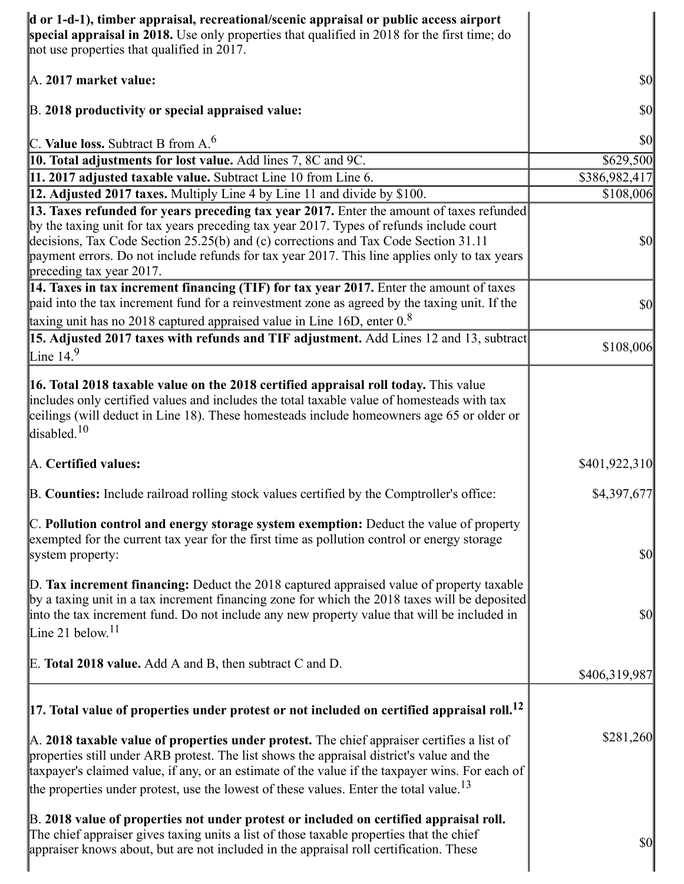| | |
|---|---|
| **d or 1-d-1), timber appraisal, recreational/scenic appraisal or public access airport special appraisal in 2018.** Use only properties that qualified in 2018 for the first time; do not use properties that qualified in 2017.<br><br>A. **2017 market value:**<br><br>B. **2018 productivity or special appraised value:**<br><br>C. **Value loss.** Subtract B from A.[6] | <br><br>$0<br><br>$0<br><br>$0 |
| **10. Total adjustments for lost value.** Add lines 7, 8C and 9C. | $629,500 |
| **11. 2017 adjusted taxable value.** Subtract Line 10 from Line 6. | $386,982,417 |
| **12. Adjusted 2017 taxes.** Multiply Line 4 by Line 11 and divide by $100. | $108,006 |
| **13. Taxes refunded for years preceding tax year 2017.** Enter the amount of taxes refunded by the taxing unit for tax years preceding tax year 2017. Types of refunds include court decisions, Tax Code Section 25.25(b) and (c) corrections and Tax Code Section 31.11 payment errors. Do not include refunds for tax year 2017. This line applies only to tax years preceding tax year 2017. | $0 |
| **14. Taxes in tax increment financing (TIF) for tax year 2017.** Enter the amount of taxes paid into the tax increment fund for a reinvestment zone as agreed by the taxing unit. If the taxing unit has no 2018 captured appraised value in Line 16D, enter 0.[8] | $0 |
| **15. Adjusted 2017 taxes with refunds and TIF adjustment.** Add Lines 12 and 13, subtract Line 14.[9] | $108,006 |
| **16. Total 2018 taxable value on the 2018 certified appraisal roll today.** This value includes only certified values and includes the total taxable value of homesteads with tax ceilings (will deduct in Line 18). These homesteads include homeowners age 65 or older or disabled.[10]<br><br>A. **Certified values:**<br><br>B. **Counties:** Include railroad rolling stock values certified by the Comptroller's office:<br><br>C. **Pollution control and energy storage system exemption:** Deduct the value of property exempted for the current tax year for the first time as pollution control or energy storage system property:<br><br>D. **Tax increment financing:** Deduct the 2018 captured appraised value of property taxable by a taxing unit in a tax increment financing zone for which the 2018 taxes will be deposited into the tax increment fund. Do not include any new property value that will be included in Line 21 below.[11]<br><br>E. **Total 2018 value.** Add A and B, then subtract C and D. | <br><br><br><br>$401,922,310<br><br>$4,397,677<br><br>$0<br><br>$0<br><br>$406,319,987 |
| **17. Total value of properties under protest or not included on certified appraisal roll.**[12]<br><br>A. **2018 taxable value of properties under protest.** The chief appraiser certifies a list of properties still under ARB protest. The list shows the appraisal district's value and the taxpayer's claimed value, if any, or an estimate of the value if the taxpayer wins. For each of the properties under protest, use the lowest of these values. Enter the total value.[13]<br><br>B. **2018 value of properties not under protest or included on certified appraisal roll.** The chief appraiser gives taxing units a list of those taxable properties that the chief appraiser knows about, but are not included in the appraisal roll certification. These | <br><br>$281,260<br><br>$0 |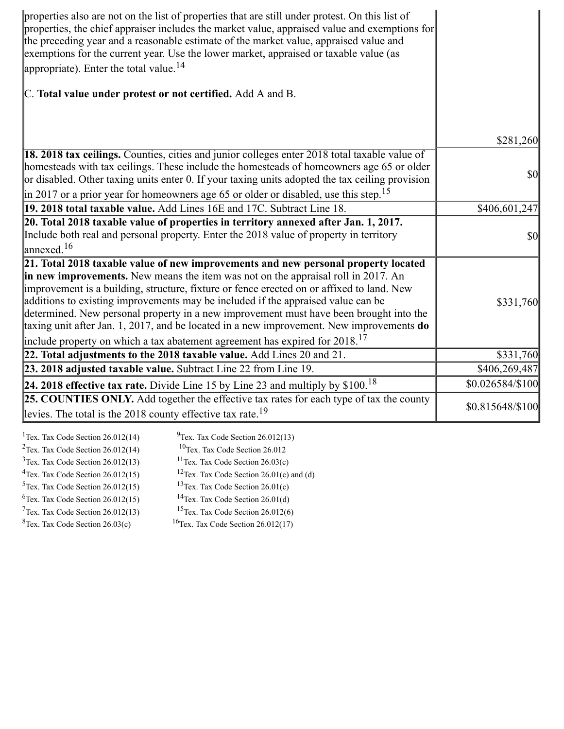| | |
|---|---|
| properties also are not on the list of properties that are still under protest. On this list of properties, the chief appraiser includes the market value, appraised value and exemptions for the preceding year and a reasonable estimate of the market value, appraised value and exemptions for the current year. Use the lower market, appraised or taxable value (as appropriate). Enter the total value.[14]<br><br>C. **Total value under protest or not certified.** Add A and B. | $281,260 |
| **18. 2018 tax ceilings.** Counties, cities and junior colleges enter 2018 total taxable value of homesteads with tax ceilings. These include the homesteads of homeowners age 65 or older or disabled. Other taxing units enter 0. If your taxing units adopted the tax ceiling provision in 2017 or a prior year for homeowners age 65 or older or disabled, use this step.[15] | $0 |
| **19. 2018 total taxable value.** Add Lines 16E and 17C. Subtract Line 18. | $406,601,247 |
| **20. Total 2018 taxable value of properties in territory annexed after Jan. 1, 2017.** Include both real and personal property. Enter the 2018 value of property in territory annexed.[16] | $0 |
| **21. Total 2018 taxable value of new improvements and new personal property located in new improvements.** New means the item was not on the appraisal roll in 2017. An improvement is a building, structure, fixture or fence erected on or affixed to land. New additions to existing improvements may be included if the appraised value can be determined. New personal property in a new improvement must have been brought into the taxing unit after Jan. 1, 2017, and be located in a new improvement. New improvements **do** include property on which a tax abatement agreement has expired for 2018.[17] | $331,760 |
| **22. Total adjustments to the 2018 taxable value.** Add Lines 20 and 21. | $331,760 |
| **23. 2018 adjusted taxable value.** Subtract Line 22 from Line 19. | $406,269,487 |
| **24. 2018 effective tax rate.** Divide Line 15 by Line 23 and multiply by $100.[18] | $0.026584/$100 |
| **25. COUNTIES ONLY.** Add together the effective tax rates for each type of tax the county levies. The total is the 2018 county effective tax rate.[19] | $0.815648/$100 |

[1]Tex. Tax Code Section 26.012(14)
[2]Tex. Tax Code Section 26.012(14)
[3]Tex. Tax Code Section 26.012(13)
[4]Tex. Tax Code Section 26.012(15)
[5]Tex. Tax Code Section 26.012(15)
[6]Tex. Tax Code Section 26.012(15)
[7]Tex. Tax Code Section 26.012(13)
[8]Tex. Tax Code Section 26.03(c)
[9]Tex. Tax Code Section 26.012(13)
[10]Tex. Tax Code Section 26.012
[11]Tex. Tax Code Section 26.03(c)
[12]Tex. Tax Code Section 26.01(c) and (d)
[13]Tex. Tax Code Section 26.01(c)
[14]Tex. Tax Code Section 26.01(d)
[15]Tex. Tax Code Section 26.012(6)
[16]Tex. Tax Code Section 26.012(17)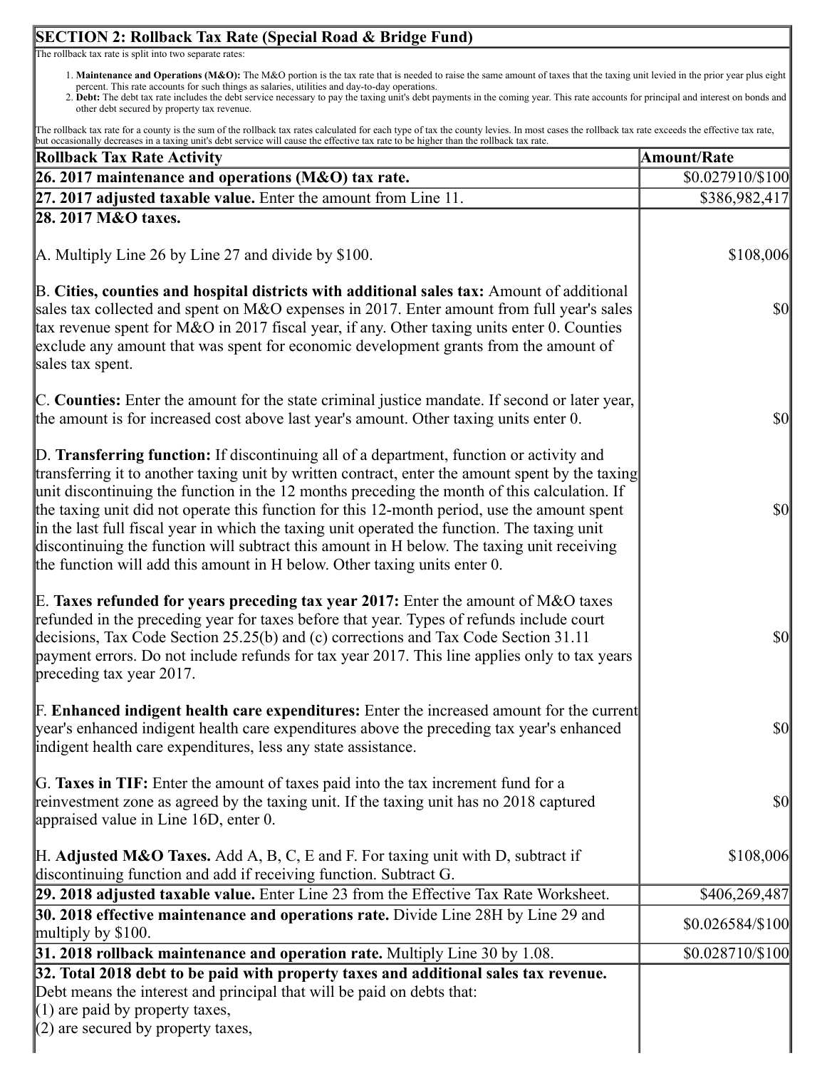## SECTION 2: Rollback Tax Rate (Special Road & Bridge Fund)

The rollback tax rate is split into two separate rates:

1. **Maintenance and Operations (M&O):** The M&O portion is the tax rate that is needed to raise the same amount of taxes that the taxing unit levied in the prior year plus eight percent. This rate accounts for such things as salaries, utilities and day-to-day operations.
2. **Debt:** The debt tax rate includes the debt service necessary to pay the taxing unit's debt payments in the coming year. This rate accounts for principal and interest on bonds and other debt secured by property tax revenue.

The rollback tax rate for a county is the sum of the rollback tax rates calculated for each type of tax the county levies. In most cases the rollback tax rate exceeds the effective tax rate, but occasionally decreases in a taxing unit's debt service will cause the effective tax rate to be higher than the rollback tax rate.

| Rollback Tax Rate Activity | Amount/Rate |
|---|---|
| **26. 2017 maintenance and operations (M&O) tax rate.** | $0.027910/$100 |
| **27. 2017 adjusted taxable value.** Enter the amount from Line 11. | $386,982,417 |
| **28. 2017 M&O taxes.** | |
| A. Multiply Line 26 by Line 27 and divide by $100. | $108,006 |
| B. **Cities, counties and hospital districts with additional sales tax:** Amount of additional sales tax collected and spent on M&O expenses in 2017. Enter amount from full year's sales tax revenue spent for M&O in 2017 fiscal year, if any. Other taxing units enter 0. Counties exclude any amount that was spent for economic development grants from the amount of sales tax spent. | $0 |
| C. **Counties:** Enter the amount for the state criminal justice mandate. If second or later year, the amount is for increased cost above last year's amount. Other taxing units enter 0. | $0 |
| D. **Transferring function:** If discontinuing all of a department, function or activity and transferring it to another taxing unit by written contract, enter the amount spent by the taxing unit discontinuing the function in the 12 months preceding the month of this calculation. If the taxing unit did not operate this function for this 12-month period, use the amount spent in the last full fiscal year in which the taxing unit operated the function. The taxing unit discontinuing the function will subtract this amount in H below. The taxing unit receiving the function will add this amount in H below. Other taxing units enter 0. | $0 |
| E. **Taxes refunded for years preceding tax year 2017:** Enter the amount of M&O taxes refunded in the preceding year for taxes before that year. Types of refunds include court decisions, Tax Code Section 25.25(b) and (c) corrections and Tax Code Section 31.11 payment errors. Do not include refunds for tax year 2017. This line applies only to tax years preceding tax year 2017. | $0 |
| F. **Enhanced indigent health care expenditures:** Enter the increased amount for the current year's enhanced indigent health care expenditures above the preceding tax year's enhanced indigent health care expenditures, less any state assistance. | $0 |
| G. **Taxes in TIF:** Enter the amount of taxes paid into the tax increment fund for a reinvestment zone as agreed by the taxing unit. If the taxing unit has no 2018 captured appraised value in Line 16D, enter 0. | $0 |
| H. **Adjusted M&O Taxes.** Add A, B, C, E and F. For taxing unit with D, subtract if discontinuing function and add if receiving function. Subtract G. | $108,006 |
| **29. 2018 adjusted taxable value.** Enter Line 23 from the Effective Tax Rate Worksheet. | $406,269,487 |
| **30. 2018 effective maintenance and operations rate.** Divide Line 28H by Line 29 and multiply by $100. | $0.026584/$100 |
| **31. 2018 rollback maintenance and operation rate.** Multiply Line 30 by 1.08. | $0.028710/$100 |
| **32. Total 2018 debt to be paid with property taxes and additional sales tax revenue.** Debt means the interest and principal that will be paid on debts that:<br>(1) are paid by property taxes,<br>(2) are secured by property taxes, | |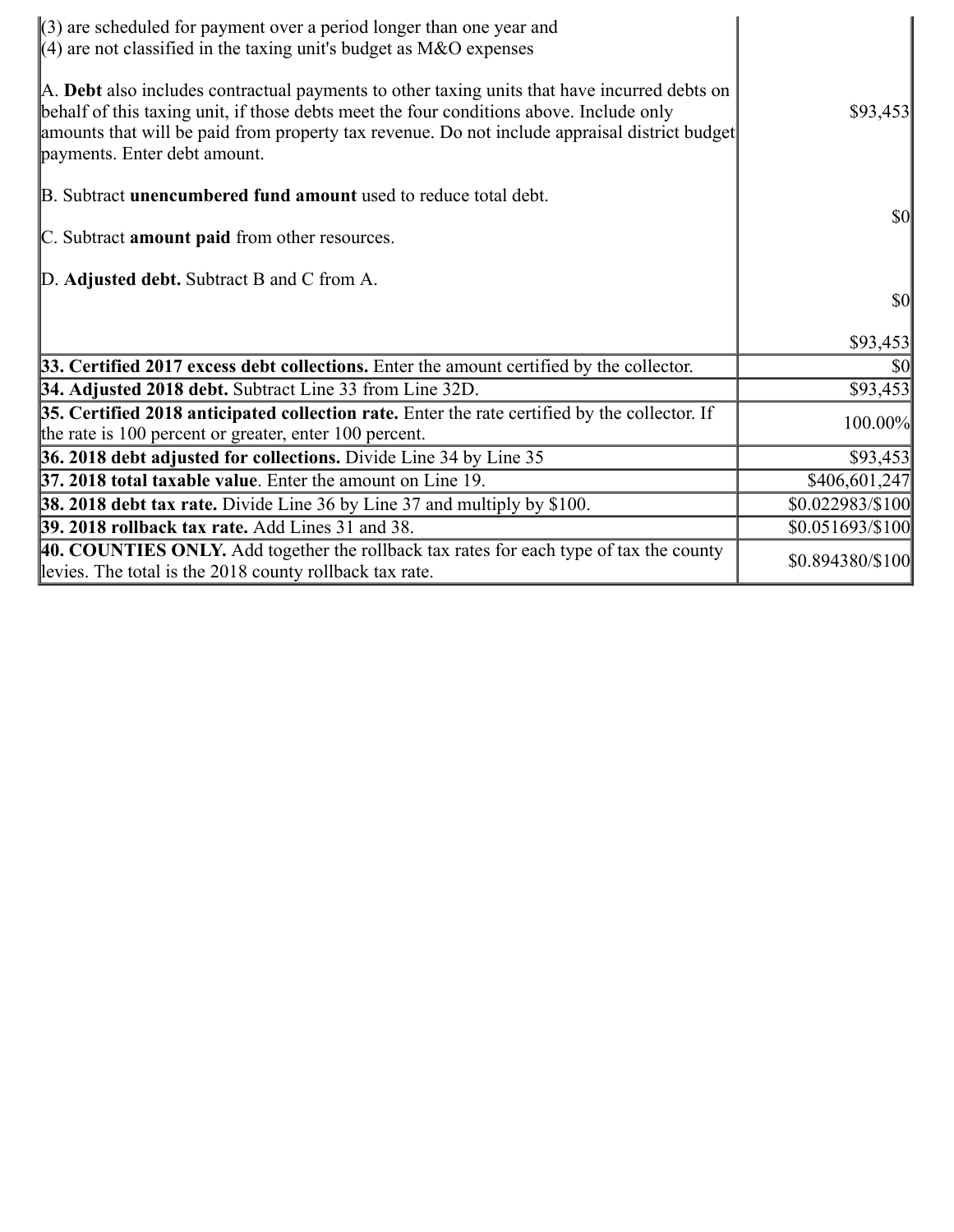| | |
|---|---|
| (3) are scheduled for payment over a period longer than one year and<br>(4) are not classified in the taxing unit's budget as M&O expenses<br><br>A. **Debt** also includes contractual payments to other taxing units that have incurred debts on behalf of this taxing unit, if those debts meet the four conditions above. Include only amounts that will be paid from property tax revenue. Do not include appraisal district budget payments. Enter debt amount.<br><br>B. Subtract **unencumbered fund amount** used to reduce total debt.<br><br>C. Subtract **amount paid** from other resources.<br><br>D. **Adjusted debt.** Subtract B and C from A. | $93,453<br><br>$0<br><br>$0<br><br>$93,453 |
| **33. Certified 2017 excess debt collections.** Enter the amount certified by the collector. | $0 |
| **34. Adjusted 2018 debt.** Subtract Line 33 from Line 32D. | $93,453 |
| **35. Certified 2018 anticipated collection rate.** Enter the rate certified by the collector. If the rate is 100 percent or greater, enter 100 percent. | 100.00% |
| **36. 2018 debt adjusted for collections.** Divide Line 34 by Line 35 | $93,453 |
| **37. 2018 total taxable value**. Enter the amount on Line 19. | $406,601,247 |
| **38. 2018 debt tax rate.** Divide Line 36 by Line 37 and multiply by $100. | $0.022983/$100 |
| **39. 2018 rollback tax rate.** Add Lines 31 and 38. | $0.051693/$100 |
| **40. COUNTIES ONLY.** Add together the rollback tax rates for each type of tax the county levies. The total is the 2018 county rollback tax rate. | $0.894380/$100 |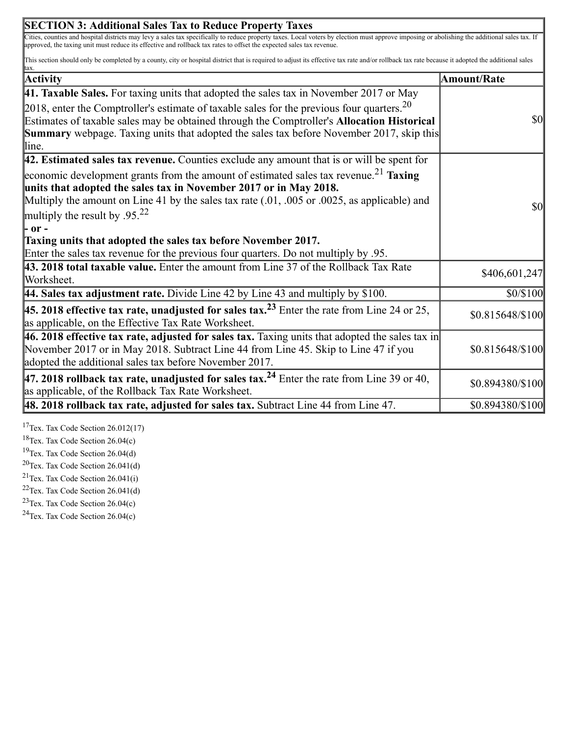## SECTION 3: Additional Sales Tax to Reduce Property Taxes

Cities, counties and hospital districts may levy a sales tax specifically to reduce property taxes. Local voters by election must approve imposing or abolishing the additional sales tax. If approved, the taxing unit must reduce its effective and rollback tax rates to offset the expected sales tax revenue.

This section should only be completed by a county, city or hospital district that is required to adjust its effective tax rate and/or rollback tax rate because it adopted the additional sales tax.

| Activity | Amount/Rate |
|---|---|
| **41. Taxable Sales.** For taxing units that adopted the sales tax in November 2017 or May 2018, enter the Comptroller's estimate of taxable sales for the previous four quarters.[20] Estimates of taxable sales may be obtained through the Comptroller's **Allocation Historical Summary** webpage. Taxing units that adopted the sales tax before November 2017, skip this line. | $0 |
| **42. Estimated sales tax revenue.** Counties exclude any amount that is or will be spent for economic development grants from the amount of estimated sales tax revenue.[21] **Taxing units that adopted the sales tax in November 2017 or in May 2018.** Multiply the amount on Line 41 by the sales tax rate (.01, .005 or .0025, as applicable) and multiply the result by .95.[22] **- or -** **Taxing units that adopted the sales tax before November 2017.** Enter the sales tax revenue for the previous four quarters. Do not multiply by .95. | $0 |
| **43. 2018 total taxable value.** Enter the amount from Line 37 of the Rollback Tax Rate Worksheet. | $406,601,247 |
| **44. Sales tax adjustment rate.** Divide Line 42 by Line 43 and multiply by $100. | $0/$100 |
| **45. 2018 effective tax rate, unadjusted for sales tax.**[23] Enter the rate from Line 24 or 25, as applicable, on the Effective Tax Rate Worksheet. | $0.815648/$100 |
| **46. 2018 effective tax rate, adjusted for sales tax.** Taxing units that adopted the sales tax in November 2017 or in May 2018. Subtract Line 44 from Line 45. Skip to Line 47 if you adopted the additional sales tax before November 2017. | $0.815648/$100 |
| **47. 2018 rollback tax rate, unadjusted for sales tax.**[24] Enter the rate from Line 39 or 40, as applicable, of the Rollback Tax Rate Worksheet. | $0.894380/$100 |
| **48. 2018 rollback tax rate, adjusted for sales tax.** Subtract Line 44 from Line 47. | $0.894380/$100 |

[17]Tex. Tax Code Section 26.012(17)
[18]Tex. Tax Code Section 26.04(c)
[19]Tex. Tax Code Section 26.04(d)
[20]Tex. Tax Code Section 26.041(d)
[21]Tex. Tax Code Section 26.041(i)
[22]Tex. Tax Code Section 26.041(d)
[23]Tex. Tax Code Section 26.04(c)
[24]Tex. Tax Code Section 26.04(c)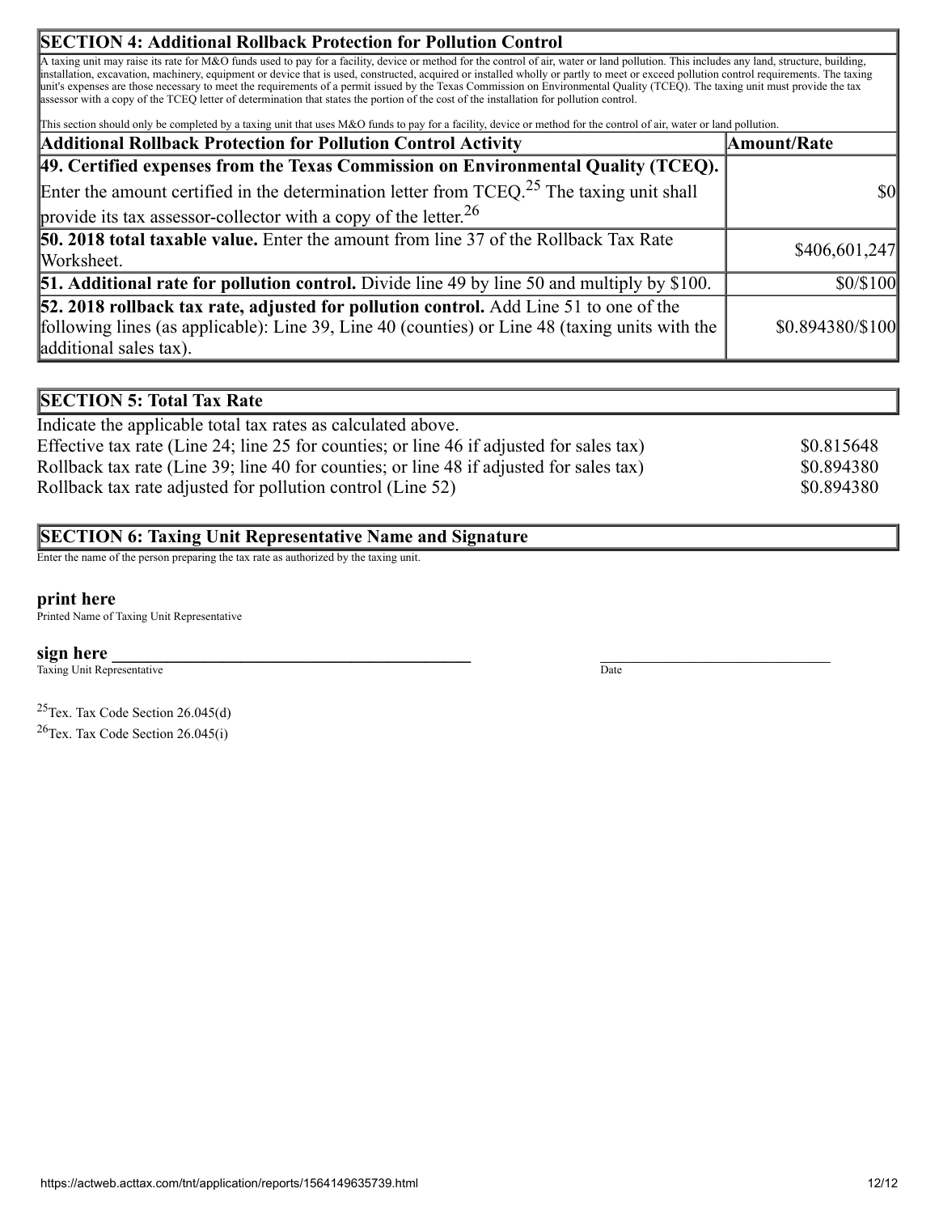## SECTION 4: Additional Rollback Protection for Pollution Control

A taxing unit may raise its rate for M&O funds used to pay for a facility, device or method for the control of air, water or land pollution. This includes any land, structure, building, installation, excavation, machinery, equipment or device that is used, constructed, acquired or installed wholly or partly to meet or exceed pollution control requirements. The taxing unit's expenses are those necessary to meet the requirements of a permit issued by the Texas Commission on Environmental Quality (TCEQ). The taxing unit must provide the tax assessor with a copy of the TCEQ letter of determination that states the portion of the cost of the installation for pollution control.

This section should only be completed by a taxing unit that uses M&O funds to pay for a facility, device or method for the control of air, water or land pollution.

| Additional Rollback Protection for Pollution Control Activity | Amount/Rate |
|---|---|
| **49. Certified expenses from the Texas Commission on Environmental Quality (TCEQ).** Enter the amount certified in the determination letter from TCEQ.[25] The taxing unit shall provide its tax assessor-collector with a copy of the letter.[26] | $0 |
| **50. 2018 total taxable value.** Enter the amount from line 37 of the Rollback Tax Rate Worksheet. | $406,601,247 |
| **51. Additional rate for pollution control.** Divide line 49 by line 50 and multiply by $100. | $0/$100 |
| **52. 2018 rollback tax rate, adjusted for pollution control.** Add Line 51 to one of the following lines (as applicable): Line 39, Line 40 (counties) or Line 48 (taxing units with the additional sales tax). | $0.894380/$100 |

## SECTION 5: Total Tax Rate

Indicate the applicable total tax rates as calculated above.

| | |
|---|---|
| Effective tax rate (Line 24; line 25 for counties; or line 46 if adjusted for sales tax) | $0.815648 |
| Rollback tax rate (Line 39; line 40 for counties; or line 48 if adjusted for sales tax) | $0.894380 |
| Rollback tax rate adjusted for pollution control (Line 52) | $0.894380 |

## SECTION 6: Taxing Unit Representative Name and Signature

Enter the name of the person preparing the tax rate as authorized by the taxing unit.

**print here**
Printed Name of Taxing Unit Representative

**sign here** ________________________________________ ____________________________
Taxing Unit Representative Date

[25] Tex. Tax Code Section 26.045(d)
[26] Tex. Tax Code Section 26.045(i)